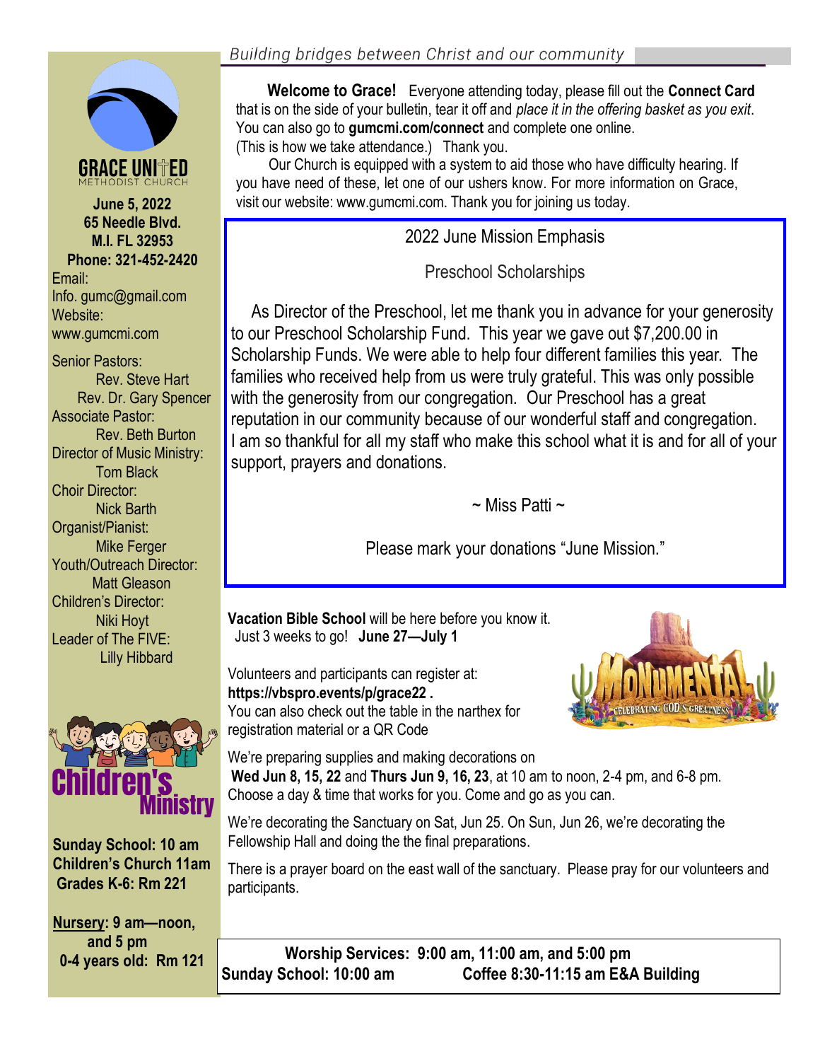*Building bridges between Christ and our community*

**GRACE UNITED** METHODIST CHURCH

**June 5, 2022**
**65 Needle Blvd.**
**M.I. FL 32953**
**Phone: 321-452-2420**
Email:
Info. gumc@gmail.com
Website:
www.gumcmi.com

Senior Pastors:
Rev. Steve Hart
Rev. Dr. Gary Spencer
Associate Pastor:
Rev. Beth Burton
Director of Music Ministry:
Tom Black
Choir Director:
Nick Barth
Organist/Pianist:
Mike Ferger
Youth/Outreach Director:
Matt Gleason
Children's Director:
Niki Hoyt
Leader of The FIVE:
Lilly Hibbard

**Children's Ministry**

**Sunday School: 10 am**
**Children's Church 11am**
**Grades K-6: Rm 221**

**Nursery: 9 am—noon, and 5 pm**
**0-4 years old: Rm 121**

**Welcome to Grace!** Everyone attending today, please fill out the **Connect Card** that is on the side of your bulletin, tear it off and *place it in the offering basket as you exit*. You can also go to **gumcmi.com/connect** and complete one online. (This is how we take attendance.) Thank you.

Our Church is equipped with a system to aid those who have difficulty hearing. If you have need of these, let one of our ushers know. For more information on Grace, visit our website: www.gumcmi.com. Thank you for joining us today.

## 2022 June Mission Emphasis

### Preschool Scholarships

As Director of the Preschool, let me thank you in advance for your generosity to our Preschool Scholarship Fund. This year we gave out $7,200.00 in Scholarship Funds. We were able to help four different families this year. The families who received help from us were truly grateful. This was only possible with the generosity from our congregation. Our Preschool has a great reputation in our community because of our wonderful staff and congregation. I am so thankful for all my staff who make this school what it is and for all of your support, prayers and donations.

~ Miss Patti ~

Please mark your donations "June Mission."

**Vacation Bible School** will be here before you know it. Just 3 weeks to go! **June 27—July 1**

MONUMENTAL — CELEBRATING GOD'S GREATNESS

Volunteers and participants can register at: **https://vbspro.events/p/grace22 .** You can also check out the table in the narthex for registration material or a QR Code

We're preparing supplies and making decorations on **Wed Jun 8, 15, 22** and **Thurs Jun 9, 16, 23**, at 10 am to noon, 2-4 pm, and 6-8 pm. Choose a day & time that works for you. Come and go as you can.

We're decorating the Sanctuary on Sat, Jun 25. On Sun, Jun 26, we're decorating the Fellowship Hall and doing the the final preparations.

There is a prayer board on the east wall of the sanctuary. Please pray for our volunteers and participants.

**Worship Services: 9:00 am, 11:00 am, and 5:00 pm**
**Sunday School: 10:00 am** **Coffee 8:30-11:15 am E&A Building**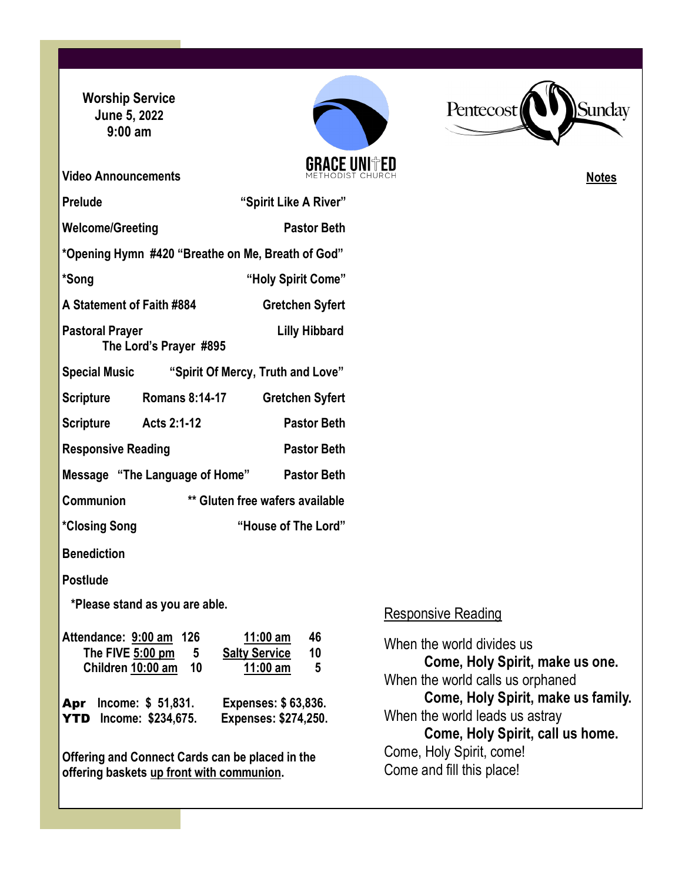**Worship Service**
**June 5, 2022**
**9:00 am**

GRACE UNITED
METHODIST CHURCH

Pentecost Sunday

**Video Announcements**

**Prelude** — **"Spirit Like A River"**

**Welcome/Greeting** — **Pastor Beth**

**\*Opening Hymn #420 "Breathe on Me, Breath of God"**

**\*Song** — **"Holy Spirit Come"**

**A Statement of Faith #884** — **Gretchen Syfert**

**Pastoral Prayer** — **Lilly Hibbard**
**The Lord's Prayer #895**

**Special Music** — **"Spirit Of Mercy, Truth and Love"**

**Scripture** — **Romans 8:14-17** — **Gretchen Syfert**

**Scripture** — **Acts 2:1-12** — **Pastor Beth**

**Responsive Reading** — **Pastor Beth**

**Message "The Language of Home"** — **Pastor Beth**

**Communion** — **\*\* Gluten free wafers available**

**\*Closing Song** — **"House of The Lord"**

**Benediction**

**Postlude**

**\*Please stand as you are able.**

| **Attendance:** | **9:00 am** | **126** | **11:00 am** | **46** |
|---|---|---|---|---|
| **The FIVE** | **5:00 pm** | **5** | **Salty Service** | **10** |
| **Children** | **10:00 am** | **10** | **11:00 am** | **5** |

**Apr** **Income: $ 51,831.** **Expenses: $ 63,836.**
**YTD** **Income: $234,675.** **Expenses: $274,250.**

**Offering and Connect Cards can be placed in the offering baskets up front with communion.**

**Notes**

Responsive Reading

When the world divides us
**Come, Holy Spirit, make us one.**
When the world calls us orphaned
**Come, Holy Spirit, make us family.**
When the world leads us astray
**Come, Holy Spirit, call us home.**
Come, Holy Spirit, come!
Come and fill this place!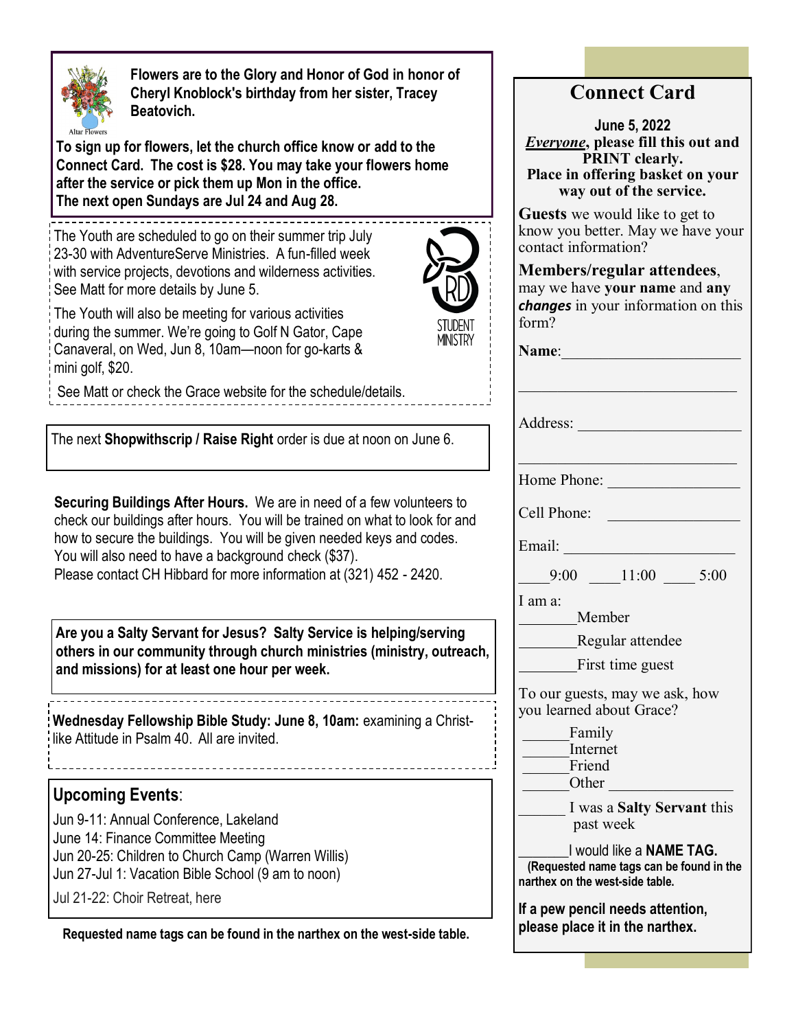**Flowers are to the Glory and Honor of God in honor of Cheryl Knoblock's birthday from her sister, Tracey Beatovich.**

Altar Flowers

**To sign up for flowers, let the church office know or add to the Connect Card. The cost is $28. You may take your flowers home after the service or pick them up Mon in the office.**
**The next open Sundays are Jul 24 and Aug 28.**

The Youth are scheduled to go on their summer trip July 23-30 with AdventureServe Ministries. A fun-filled week with service projects, devotions and wilderness activities. See Matt for more details by June 5.

The Youth will also be meeting for various activities during the summer. We're going to Golf N Gator, Cape Canaveral, on Wed, Jun 8, 10am—noon for go-karts & mini golf, $20.

See Matt or check the Grace website for the schedule/details.

3RD STUDENT MINISTRY

The next **Shopwithscrip / Raise Right** order is due at noon on June 6.

**Securing Buildings After Hours.** We are in need of a few volunteers to check our buildings after hours. You will be trained on what to look for and how to secure the buildings. You will be given needed keys and codes. You will also need to have a background check ($37).
Please contact CH Hibbard for more information at (321) 452 - 2420.

**Are you a Salty Servant for Jesus? Salty Service is helping/serving others in our community through church ministries (ministry, outreach, and missions) for at least one hour per week.**

**Wednesday Fellowship Bible Study: June 8, 10am:** examining a Christ-like Attitude in Psalm 40. All are invited.

## Upcoming Events:

Jun 9-11: Annual Conference, Lakeland
June 14: Finance Committee Meeting
Jun 20-25: Children to Church Camp (Warren Willis)
Jun 27-Jul 1: Vacation Bible School (9 am to noon)
Jul 21-22: Choir Retreat, here

**Requested name tags can be found in the narthex on the west-side table.**

## Connect Card

**June 5, 2022**
***Everyone*, please fill this out and PRINT clearly.**
**Place in offering basket on your way out of the service.**

**Guests** we would like to get to know you better. May we have your contact information?

**Members/regular attendees**, may we have **your name** and **any *changes*** in your information on this form?

**Name**:______________________

______________________

Address: ______________________

______________________

Home Phone: ________________

Cell Phone: ________________

Email: ______________________

____9:00 ____11:00 ____ 5:00

I am a:
_______Member
_______Regular attendee
_______First time guest

To our guests, may we ask, how you learned about Grace?
______Family
______Internet
______Friend
______Other ________________

______ I was a **Salty Servant** this past week

_______I would like a **NAME TAG.**
**(Requested name tags can be found in the narthex on the west-side table.**

**If a pew pencil needs attention, please place it in the narthex.**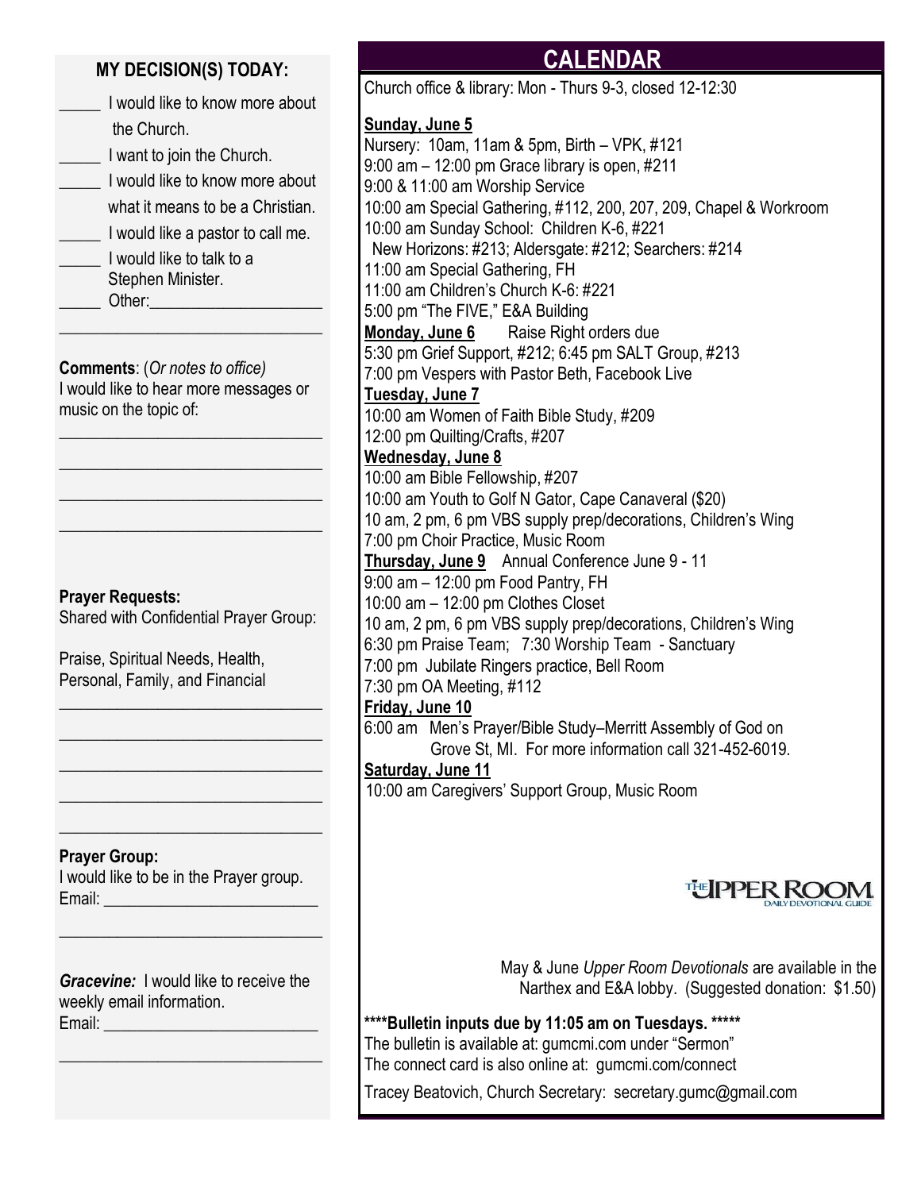## MY DECISION(S) TODAY:

_____ I would like to know more about the Church.

_____ I want to join the Church.

_____ I would like to know more about what it means to be a Christian.

_____ I would like a pastor to call me.

_____ I would like to talk to a Stephen Minister.

_____ Other:____________________

________________________________

**Comments**: (*Or notes to office)*
I would like to hear more messages or music on the topic of:

________________________________

________________________________

________________________________

________________________________

**Prayer Requests:**
Shared with Confidential Prayer Group:

Praise, Spiritual Needs, Health, Personal, Family, and Financial

________________________________

________________________________

________________________________

________________________________

________________________________

**Prayer Group:**
I would like to be in the Prayer group.
Email: __________________________

________________________________

***Gracevine:*** I would like to receive the weekly email information.
Email: __________________________

________________________________

## CALENDAR

Church office & library: Mon - Thurs 9-3, closed 12-12:30

**Sunday, June 5**
Nursery: 10am, 11am & 5pm, Birth – VPK, #121
9:00 am – 12:00 pm Grace library is open, #211
9:00 & 11:00 am Worship Service
10:00 am Special Gathering, #112, 200, 207, 209, Chapel & Workroom
10:00 am Sunday School: Children K-6, #221
New Horizons: #213; Aldersgate: #212; Searchers: #214
11:00 am Special Gathering, FH
11:00 am Children's Church K-6: #221
5:00 pm "The FIVE," E&A Building

**Monday, June 6** Raise Right orders due
5:30 pm Grief Support, #212; 6:45 pm SALT Group, #213
7:00 pm Vespers with Pastor Beth, Facebook Live

**Tuesday, June 7**
10:00 am Women of Faith Bible Study, #209
12:00 pm Quilting/Crafts, #207

**Wednesday, June 8**
10:00 am Bible Fellowship, #207
10:00 am Youth to Golf N Gator, Cape Canaveral ($20)
10 am, 2 pm, 6 pm VBS supply prep/decorations, Children's Wing
7:00 pm Choir Practice, Music Room

**Thursday, June 9** Annual Conference June 9 - 11
9:00 am – 12:00 pm Food Pantry, FH
10:00 am – 12:00 pm Clothes Closet
10 am, 2 pm, 6 pm VBS supply prep/decorations, Children's Wing
6:30 pm Praise Team; 7:30 Worship Team - Sanctuary
7:00 pm Jubilate Ringers practice, Bell Room
7:30 pm OA Meeting, #112

**Friday, June 10**
6:00 am Men's Prayer/Bible Study–Merritt Assembly of God on Grove St, MI. For more information call 321-452-6019.

**Saturday, June 11**
10:00 am Caregivers' Support Group, Music Room

THE UPPER ROOM
DAILY DEVOTIONAL GUIDE

May & June *Upper Room Devotionals* are available in the Narthex and E&A lobby. (Suggested donation: $1.50)

**\*\*\*\*Bulletin inputs due by 11:05 am on Tuesdays. \*\*\*\*\***
The bulletin is available at: gumcmi.com under "Sermon"
The connect card is also online at: gumcmi.com/connect

Tracey Beatovich, Church Secretary: secretary.gumc@gmail.com